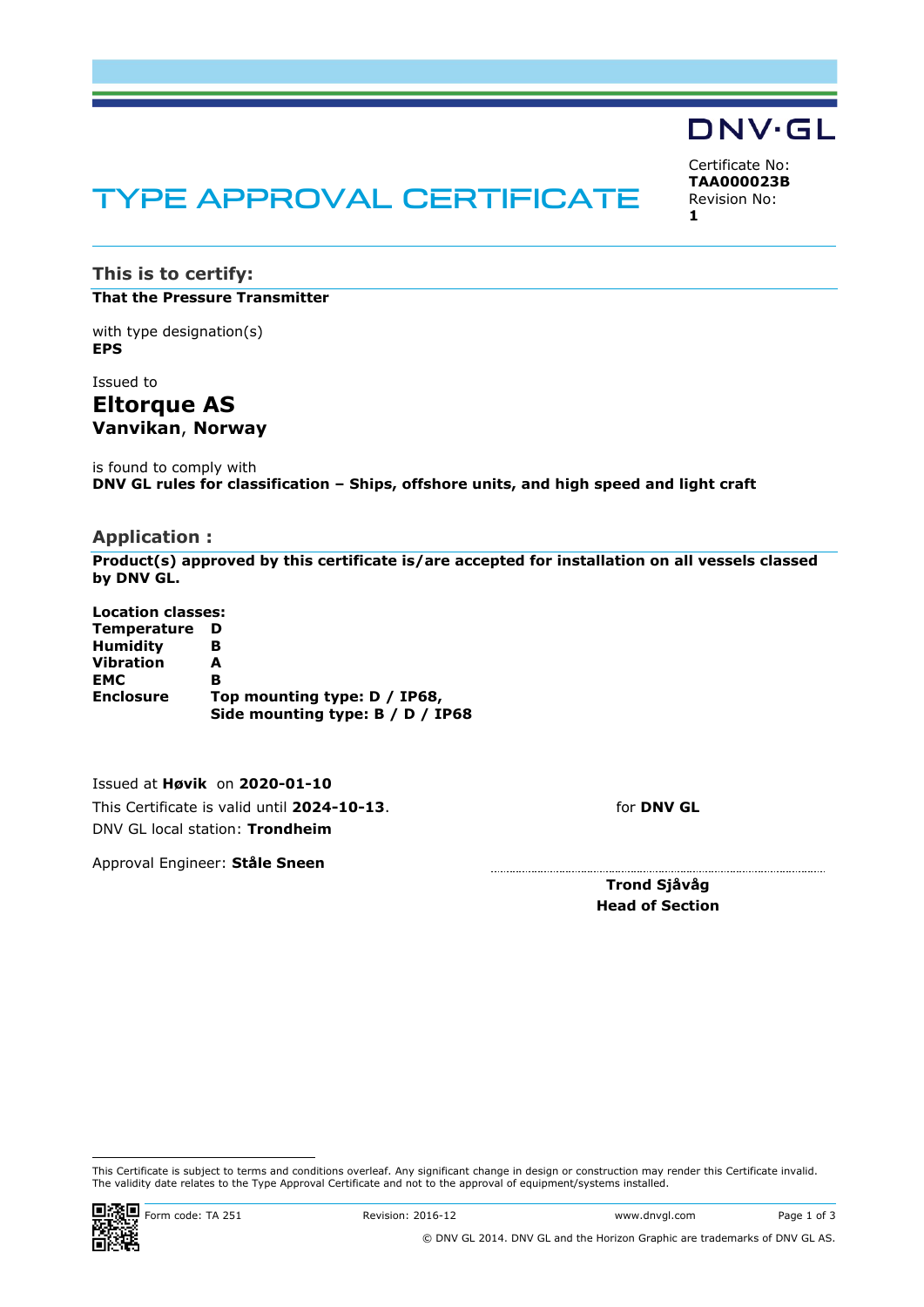DNV·GL

# TYPE APPROVAL CERTIFICATE

Certificate No:
**TAA000023B**
Revision No:
**1**

## This is to certify:

**That the Pressure Transmitter**

with type designation(s)
**EPS**

Issued to

## Eltorque AS
**Vanvikan**, **Norway**

is found to comply with
**DNV GL rules for classification – Ships, offshore units, and high speed and light craft**

## Application :

**Product(s) approved by this certificate is/are accepted for installation on all vessels classed by DNV GL.**

**Location classes:**

| | |
|---|---|
| **Temperature** | **D** |
| **Humidity** | **B** |
| **Vibration** | **A** |
| **EMC** | **B** |
| **Enclosure** | **Top mounting type: D / IP68,**<br>**Side mounting type: B / D / IP68** |

Issued at **Høvik** on **2020-01-10**
This Certificate is valid until **2024-10-13**.
DNV GL local station: **Trondheim**

Approval Engineer: **Ståle Sneen**

for **DNV GL**

**Trond Sjåvåg**
**Head of Section**

This Certificate is subject to terms and conditions overleaf. Any significant change in design or construction may render this Certificate invalid. The validity date relates to the Type Approval Certificate and not to the approval of equipment/systems installed.

Form code: TA 251 Revision: 2016-12 www.dnvgl.com

© DNV GL 2014. DNV GL and the Horizon Graphic are trademarks of DNV GL AS.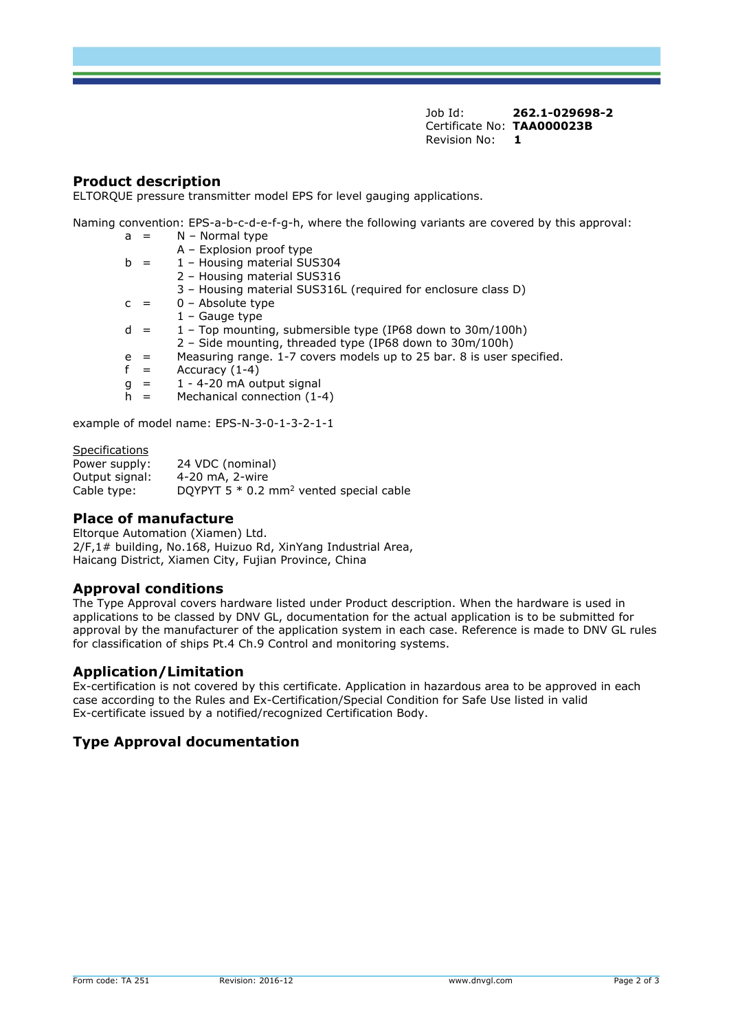Job Id: **262.1-029698-2**
Certificate No: **TAA000023B**
Revision No: **1**

## Product description

ELTORQUE pressure transmitter model EPS for level gauging applications.

Naming convention: EPS-a-b-c-d-e-f-g-h, where the following variants are covered by this approval:

| | | |
|---|---|---|
| a | = | N – Normal type |
| | | A – Explosion proof type |
| b | = | 1 – Housing material SUS304 |
| | | 2 – Housing material SUS316 |
| | | 3 – Housing material SUS316L (required for enclosure class D) |
| c | = | 0 – Absolute type |
| | | 1 – Gauge type |
| d | = | 1 – Top mounting, submersible type (IP68 down to 30m/100h) |
| | | 2 – Side mounting, threaded type (IP68 down to 30m/100h) |
| e | = | Measuring range. 1-7 covers models up to 25 bar. 8 is user specified. |
| f | = | Accuracy (1-4) |
| g | = | 1 - 4-20 mA output signal |
| h | = | Mechanical connection (1-4) |

example of model name: EPS-N-3-0-1-3-2-1-1

Specifications

| | |
|---|---|
| Power supply: | 24 VDC (nominal) |
| Output signal: | 4-20 mA, 2-wire |
| Cable type: | DQYPYT 5 * 0.2 mm$^2$ vented special cable |

## Place of manufacture

Eltorque Automation (Xiamen) Ltd.
2/F,1# building, No.168, Huizuo Rd, XinYang Industrial Area,
Haicang District, Xiamen City, Fujian Province, China

## Approval conditions

The Type Approval covers hardware listed under Product description. When the hardware is used in applications to be classed by DNV GL, documentation for the actual application is to be submitted for approval by the manufacturer of the application system in each case. Reference is made to DNV GL rules for classification of ships Pt.4 Ch.9 Control and monitoring systems.

## Application/Limitation

Ex-certification is not covered by this certificate. Application in hazardous area to be approved in each case according to the Rules and Ex-Certification/Special Condition for Safe Use listed in valid Ex-certificate issued by a notified/recognized Certification Body.

## Type Approval documentation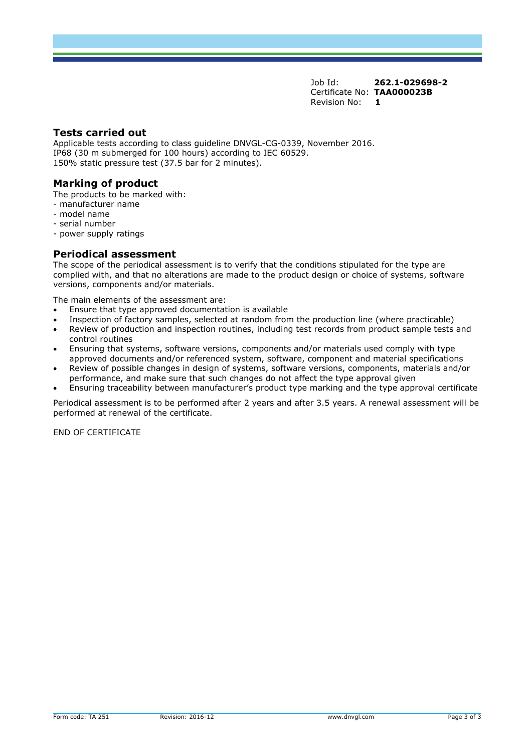Job Id: **262.1-029698-2**
Certificate No: **TAA000023B**
Revision No: **1**

## Tests carried out

Applicable tests according to class guideline DNVGL-CG-0339, November 2016.
IP68 (30 m submerged for 100 hours) according to IEC 60529.
150% static pressure test (37.5 bar for 2 minutes).

## Marking of product

The products to be marked with:
- manufacturer name
- model name
- serial number
- power supply ratings

## Periodical assessment

The scope of the periodical assessment is to verify that the conditions stipulated for the type are complied with, and that no alterations are made to the product design or choice of systems, software versions, components and/or materials.

The main elements of the assessment are:

- Ensure that type approved documentation is available
- Inspection of factory samples, selected at random from the production line (where practicable)
- Review of production and inspection routines, including test records from product sample tests and control routines
- Ensuring that systems, software versions, components and/or materials used comply with type approved documents and/or referenced system, software, component and material specifications
- Review of possible changes in design of systems, software versions, components, materials and/or performance, and make sure that such changes do not affect the type approval given
- Ensuring traceability between manufacturer's product type marking and the type approval certificate

Periodical assessment is to be performed after 2 years and after 3.5 years. A renewal assessment will be performed at renewal of the certificate.

END OF CERTIFICATE